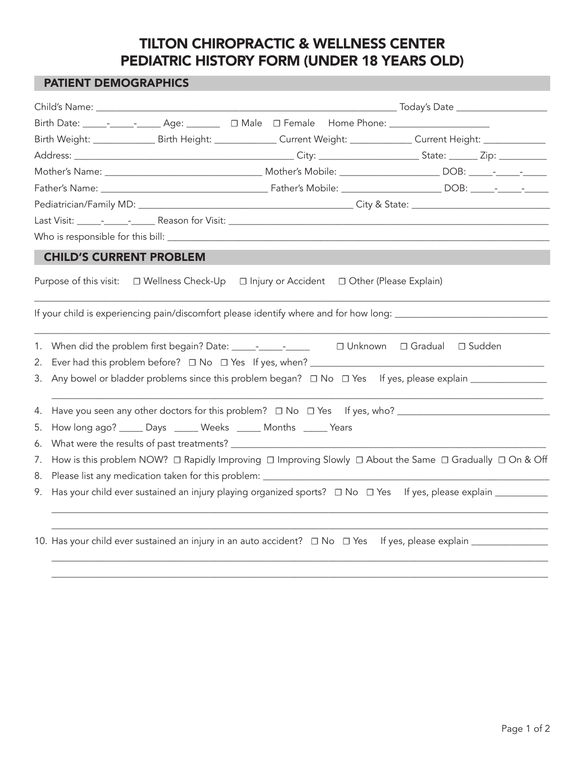# TILTON CHIROPRACTIC & WELLNESS CENTER
# PEDIATRIC HISTORY FORM (UNDER 18 YEARS OLD)

## PATIENT DEMOGRAPHICS

Child's Name: ______________________________________________________________ Today's Date __________________

Birth Date: _____-_____-_____ Age: _______ ☐ Male ☐ Female Home Phone: ____________________

Birth Weight: ____________ Birth Height: ____________ Current Weight: ____________ Current Height: ____________

Address: ____________________________________________ City: ____________________ State: ______ Zip: __________

Mother's Name: ______________________________ Mother's Mobile: ____________________ DOB: _____-_____-_____

Father's Name: ________________________________ Father's Mobile: ____________________ DOB: _____-_____-_____

Pediatrician/Family MD: ____________________________________________ City & State: ____________________________

Last Visit: _____-_____-_____ Reason for Visit: ____________________________________________________________________

Who is responsible for this bill: ______________________________________________________________________________

## CHILD'S CURRENT PROBLEM

Purpose of this visit: ☐ Wellness Check-Up ☐ Injury or Accident ☐ Other (Please Explain)

__________________________________________________________________________________________________________

If your child is experiencing pain/discomfort please identify where and for how long: _______________________________

__________________________________________________________________________________________________________

1. When did the problem first begin? Date: _____-_____-_____ ☐ Unknown ☐ Gradual ☐ Sudden
2. Ever had this problem before? ☐ No ☐ Yes If yes, when? _______________________________________________
3. Any bowel or bladder problems since this problem began? ☐ No ☐ Yes If yes, please explain _______________

   ________________________________________________________________________________________________________
4. Have you seen any other doctors for this problem? ☐ No ☐ Yes If yes, who? _______________________________
5. How long ago? _____ Days _____ Weeks _____ Months _____ Years
6. What were the results of past treatments? ______________________________________________________________
7. How is this problem NOW? ☐ Rapidly Improving ☐ Improving Slowly ☐ About the Same ☐ Gradually ☐ On & Off
8. Please list any medication taken for this problem: _________________________________________________________
9. Has your child ever sustained an injury playing organized sports? ☐ No ☐ Yes If yes, please explain __________

   ________________________________________________________________________________________________________

   ________________________________________________________________________________________________________
10. Has your child ever sustained an injury in an auto accident? ☐ No ☐ Yes If yes, please explain _______________

    ________________________________________________________________________________________________________

    ________________________________________________________________________________________________________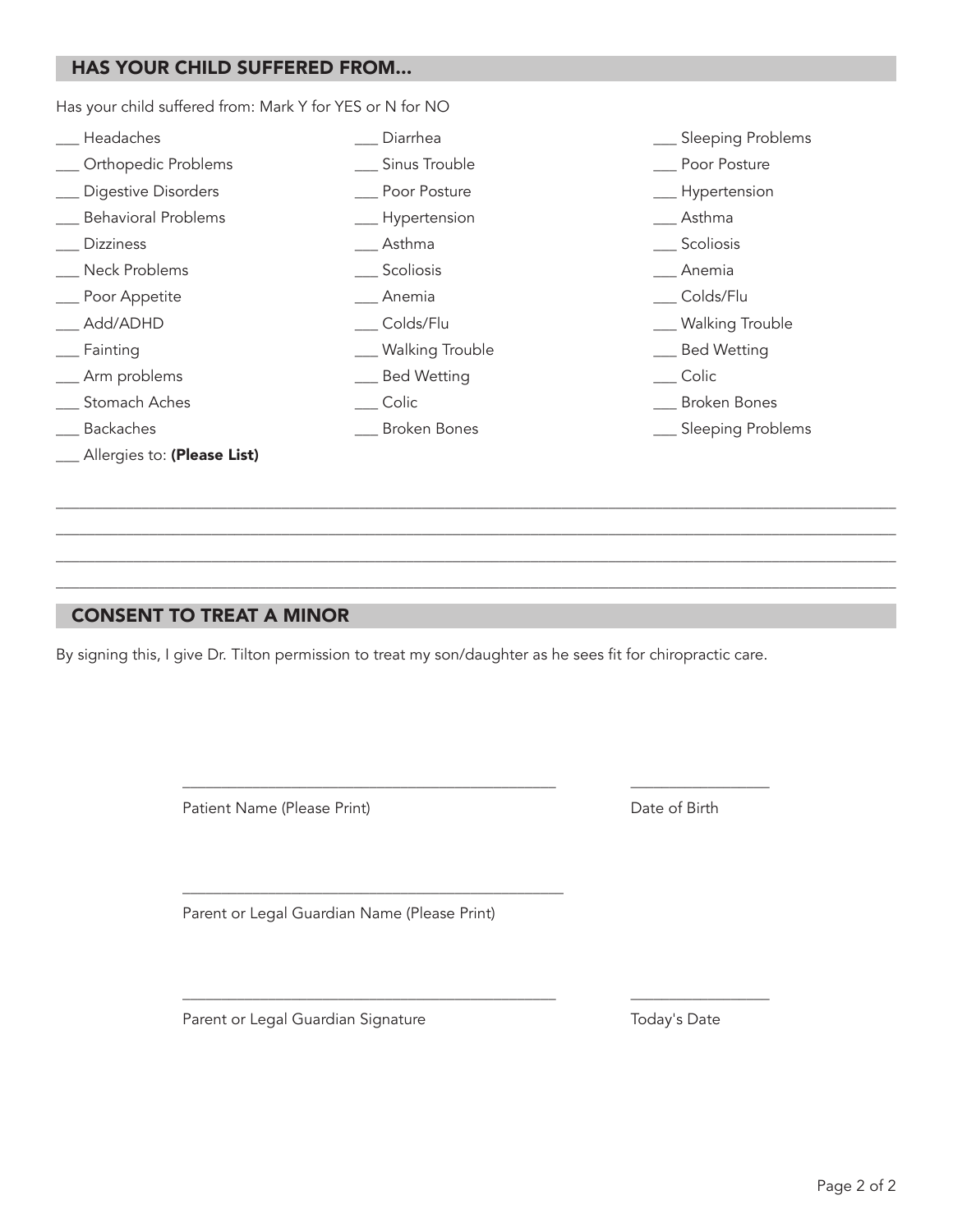## HAS YOUR CHILD SUFFERED FROM...

Has your child suffered from: Mark Y for YES or N for NO

___ Headaches
___ Orthopedic Problems
___ Digestive Disorders
___ Behavioral Problems
___ Dizziness
___ Neck Problems
___ Poor Appetite
___ Add/ADHD
___ Fainting
___ Arm problems
___ Stomach Aches
___ Backaches
___ Allergies to: **(Please List)**

___ Diarrhea
___ Sinus Trouble
___ Poor Posture
___ Hypertension
___ Asthma
___ Scoliosis
___ Anemia
___ Colds/Flu
___ Walking Trouble
___ Bed Wetting
___ Colic
___ Broken Bones

___ Sleeping Problems
___ Poor Posture
___ Hypertension
___ Asthma
___ Scoliosis
___ Anemia
___ Colds/Flu
___ Walking Trouble
___ Bed Wetting
___ Colic
___ Broken Bones
___ Sleeping Problems

_______________________________________________________________________________
_______________________________________________________________________________
_______________________________________________________________________________
_______________________________________________________________________________

## CONSENT TO TREAT A MINOR

By signing this, I give Dr. Tilton permission to treat my son/daughter as he sees fit for chiropractic care.

_____________________________________________ _________________
Patient Name (Please Print) Date of Birth

_____________________________________________
Parent or Legal Guardian Name (Please Print)

_____________________________________________ _________________
Parent or Legal Guardian Signature Today's Date